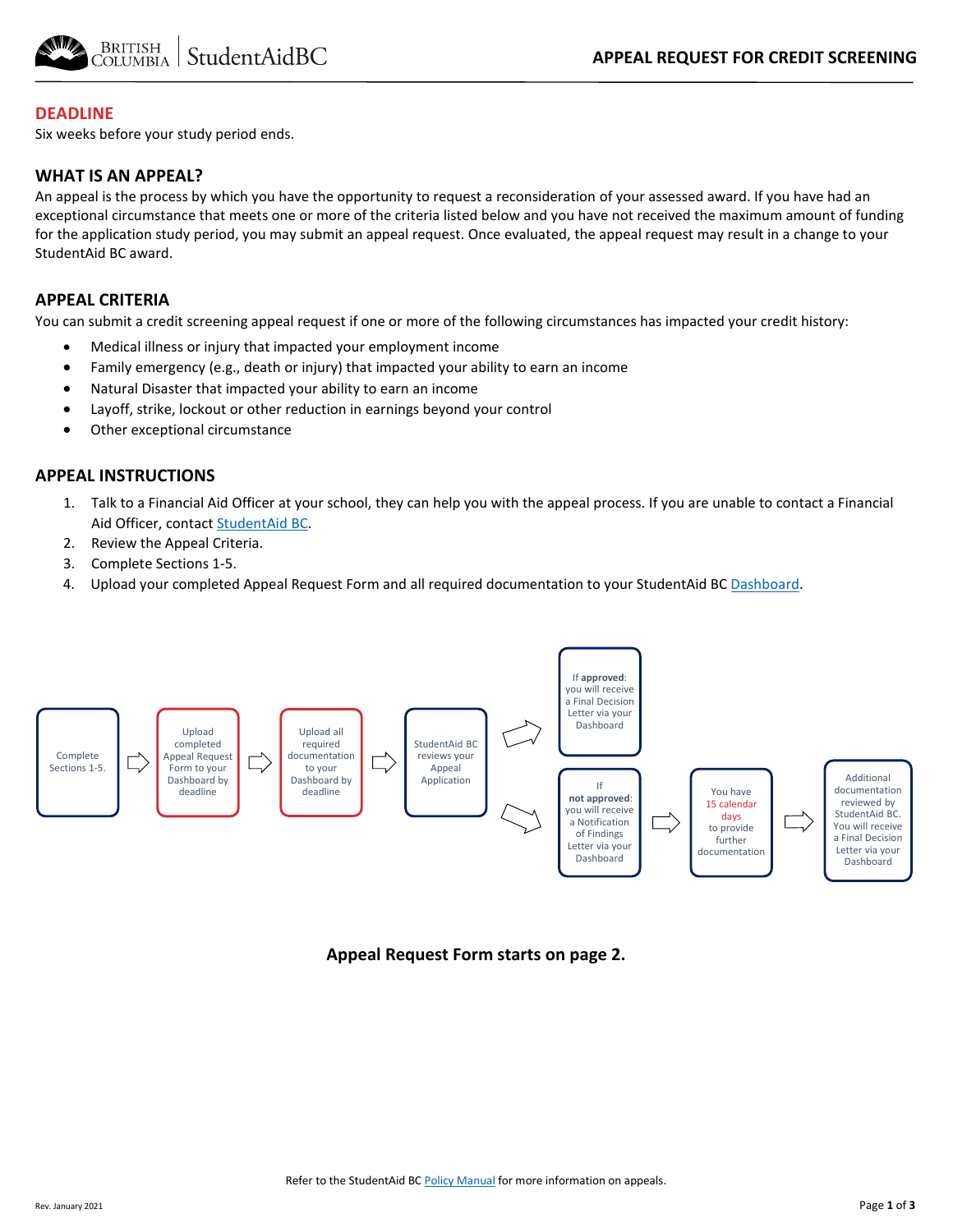# APPEAL REQUEST FOR CREDIT SCREENING

## DEADLINE

Six weeks before your study period ends.

## WHAT IS AN APPEAL?

An appeal is the process by which you have the opportunity to request a reconsideration of your assessed award. If you have had an exceptional circumstance that meets one or more of the criteria listed below and you have not received the maximum amount of funding for the application study period, you may submit an appeal request. Once evaluated, the appeal request may result in a change to your StudentAid BC award.

## APPEAL CRITERIA

You can submit a credit screening appeal request if one or more of the following circumstances has impacted your credit history:

- Medical illness or injury that impacted your employment income
- Family emergency (e.g., death or injury) that impacted your ability to earn an income
- Natural Disaster that impacted your ability to earn an income
- Layoff, strike, lockout or other reduction in earnings beyond your control
- Other exceptional circumstance

## APPEAL INSTRUCTIONS

1. Talk to a Financial Aid Officer at your school, they can help you with the appeal process. If you are unable to contact a Financial Aid Officer, contact StudentAid BC.
2. Review the Appeal Criteria.
3. Complete Sections 1-5.
4. Upload your completed Appeal Request Form and all required documentation to your StudentAid BC Dashboard.

Complete Sections 1-5. → Upload completed Appeal Request Form to your Dashboard by deadline → Upload all required documentation to your Dashboard by deadline → StudentAid BC reviews your Appeal Application →

- If **approved**: you will receive a Final Decision Letter via your Dashboard
- If **not approved**: you will receive a Notification of Findings Letter via your Dashboard → You have 15 calendar days to provide further documentation → Additional documentation reviewed by StudentAid BC. You will receive a Final Decision Letter via your Dashboard

**Appeal Request Form starts on page 2.**

Refer to the StudentAid BC Policy Manual for more information on appeals.

Rev. January 2021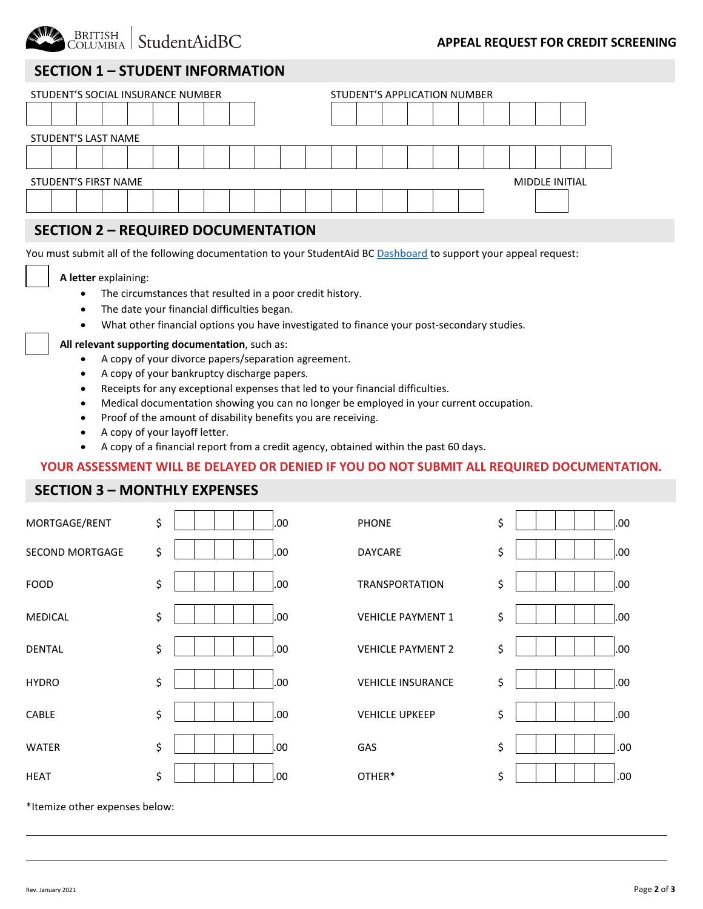APPEAL REQUEST FOR CREDIT SCREENING

## SECTION 1 – STUDENT INFORMATION

STUDENT'S SOCIAL INSURANCE NUMBER

STUDENT'S APPLICATION NUMBER

STUDENT'S LAST NAME

STUDENT'S FIRST NAME

MIDDLE INITIAL

## SECTION 2 – REQUIRED DOCUMENTATION

You must submit all of the following documentation to your StudentAid BC Dashboard to support your appeal request:

☐ **A letter** explaining:

- The circumstances that resulted in a poor credit history.
- The date your financial difficulties began.
- What other financial options you have investigated to finance your post-secondary studies.

☐ **All relevant supporting documentation**, such as:

- A copy of your divorce papers/separation agreement.
- A copy of your bankruptcy discharge papers.
- Receipts for any exceptional expenses that led to your financial difficulties.
- Medical documentation showing you can no longer be employed in your current occupation.
- Proof of the amount of disability benefits you are receiving.
- A copy of your layoff letter.
- A copy of a financial report from a credit agency, obtained within the past 60 days.

**YOUR ASSESSMENT WILL BE DELAYED OR DENIED IF YOU DO NOT SUBMIT ALL REQUIRED DOCUMENTATION.**

## SECTION 3 – MONTHLY EXPENSES

| Expense | Amount | Expense | Amount |
|---|---|---|---|
| MORTGAGE/RENT | $ .00 | PHONE | $ .00 |
| SECOND MORTGAGE | $ .00 | DAYCARE | $ .00 |
| FOOD | $ .00 | TRANSPORTATION | $ .00 |
| MEDICAL | $ .00 | VEHICLE PAYMENT 1 | $ .00 |
| DENTAL | $ .00 | VEHICLE PAYMENT 2 | $ .00 |
| HYDRO | $ .00 | VEHICLE INSURANCE | $ .00 |
| CABLE | $ .00 | VEHICLE UPKEEP | $ .00 |
| WATER | $ .00 | GAS | $ .00 |
| HEAT | $ .00 | OTHER* | $ .00 |

*Itemize other expenses below:

Rev. January 2021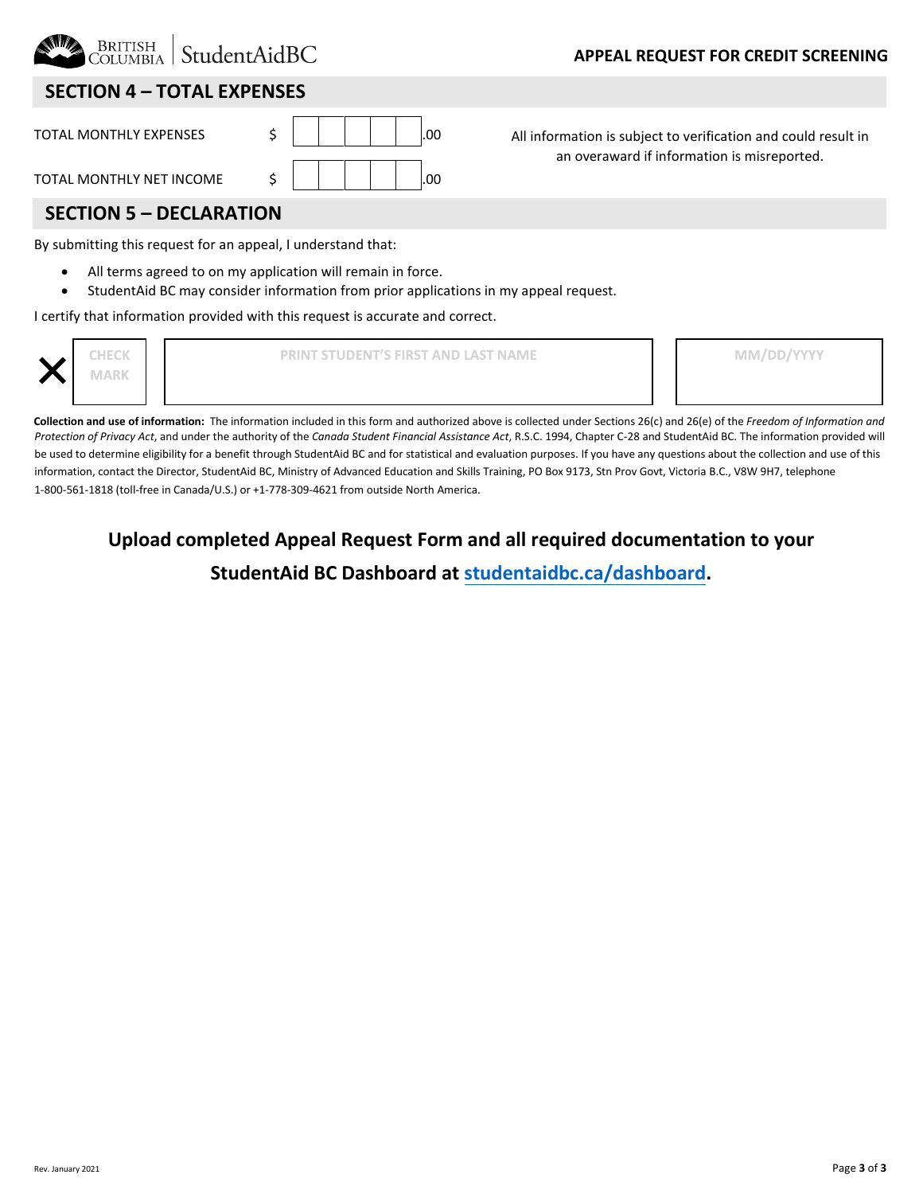## SECTION 4 – TOTAL EXPENSES

TOTAL MONTHLY EXPENSES $ .00

TOTAL MONTHLY NET INCOME $ .00

All information is subject to verification and could result in an overaward if information is misreported.

## SECTION 5 – DECLARATION

By submitting this request for an appeal, I understand that:

- All terms agreed to on my application will remain in force.
- StudentAid BC may consider information from prior applications in my appeal request.

I certify that information provided with this request is accurate and correct.

| | | |
|---|---|---|
| ✕ CHECK MARK | PRINT STUDENT'S FIRST AND LAST NAME | MM/DD/YYYY |

**Collection and use of information:** The information included in this form and authorized above is collected under Sections 26(c) and 26(e) of the *Freedom of Information and Protection of Privacy Act*, and under the authority of the *Canada Student Financial Assistance Act*, R.S.C. 1994, Chapter C-28 and StudentAid BC. The information provided will be used to determine eligibility for a benefit through StudentAid BC and for statistical and evaluation purposes. If you have any questions about the collection and use of this information, contact the Director, StudentAid BC, Ministry of Advanced Education and Skills Training, PO Box 9173, Stn Prov Govt, Victoria B.C., V8W 9H7, telephone 1-800-561-1818 (toll-free in Canada/U.S.) or +1-778-309-4621 from outside North America.

**Upload completed Appeal Request Form and all required documentation to your StudentAid BC Dashboard at studentaidbc.ca/dashboard.**

Rev. January 2021